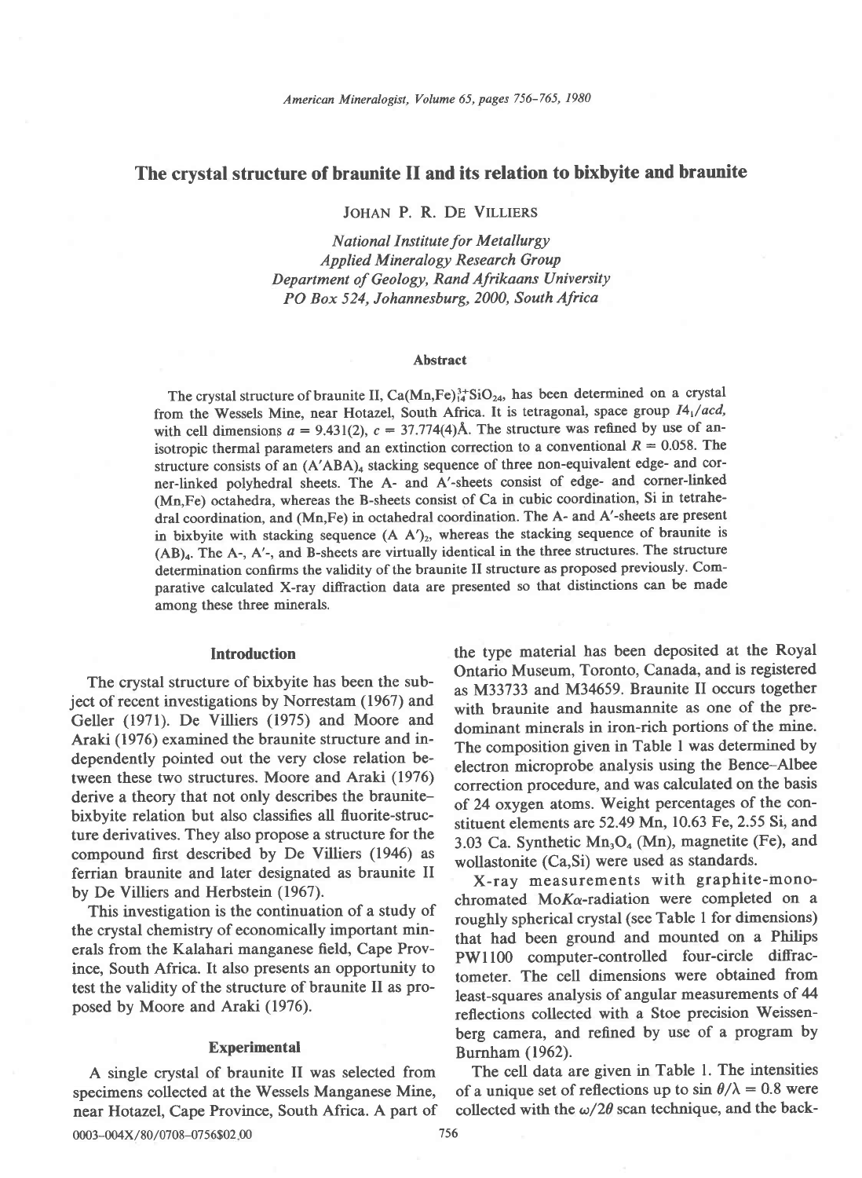# The crystal structure of braunite II and its relation to bixbyite and braunite

JOHAN P. R. DE VILLIERS

*National Institute for Metallurgy*
*Applied Mineralogy Research Group*
*Department of Geology, Rand Afrikaans University*
*PO Box 524, Johannesburg, 2000, South Africa*

## Abstract

The crystal structure of braunite II, $Ca(Mn,Fe)^{3+}_{14}SiO_{24}$, has been determined on a crystal from the Wessels Mine, near Hotazel, South Africa. It is tetragonal, space group $I4_1/acd$, with cell dimensions $a = 9.431(2)$, $c = 37.774(4)$Å. The structure was refined by use of anisotropic thermal parameters and an extinction correction to a conventional $R = 0.058$. The structure consists of an $(A'ABA)_4$ stacking sequence of three non-equivalent edge- and corner-linked polyhedral sheets. The A- and A′-sheets consist of edge- and corner-linked (Mn,Fe) octahedra, whereas the B-sheets consist of Ca in cubic coordination, Si in tetrahedral coordination, and (Mn,Fe) in octahedral coordination. The A- and A′-sheets are present in bixbyite with stacking sequence $(A\ A')_2$, whereas the stacking sequence of braunite is $(AB)_4$. The A-, A′-, and B-sheets are virtually identical in the three structures. The structure determination confirms the validity of the braunite II structure as proposed previously. Comparative calculated X-ray diffraction data are presented so that distinctions can be made among these three minerals.

## Introduction

The crystal structure of bixbyite has been the subject of recent investigations by Norrestam (1967) and Geller (1971). De Villiers (1975) and Moore and Araki (1976) examined the braunite structure and independently pointed out the very close relation between these two structures. Moore and Araki (1976) derive a theory that not only describes the braunite-bixbyite relation but also classifies all fluorite-structure derivatives. They also propose a structure for the compound first described by De Villiers (1946) as ferrian braunite and later designated as braunite II by De Villiers and Herbstein (1967).

This investigation is the continuation of a study of the crystal chemistry of economically important minerals from the Kalahari manganese field, Cape Province, South Africa. It also presents an opportunity to test the validity of the structure of braunite II as proposed by Moore and Araki (1976).

## Experimental

A single crystal of braunite II was selected from specimens collected at the Wessels Manganese Mine, near Hotazel, Cape Province, South Africa. A part of the type material has been deposited at the Royal Ontario Museum, Toronto, Canada, and is registered as M33733 and M34659. Braunite II occurs together with braunite and hausmannite as one of the predominant minerals in iron-rich portions of the mine. The composition given in Table 1 was determined by electron microprobe analysis using the Bence–Albee correction procedure, and was calculated on the basis of 24 oxygen atoms. Weight percentages of the constituent elements are 52.49 Mn, 10.63 Fe, 2.55 Si, and 3.03 Ca. Synthetic $Mn_3O_4$ (Mn), magnetite (Fe), and wollastonite (Ca,Si) were used as standards.

X-ray measurements with graphite-monochromated Mo$K\alpha$-radiation were completed on a roughly spherical crystal (see Table 1 for dimensions) that had been ground and mounted on a Philips PW1100 computer-controlled four-circle diffractometer. The cell dimensions were obtained from least-squares analysis of angular measurements of 44 reflections collected with a Stoe precision Weissenberg camera, and refined by use of a program by Burnham (1962).

The cell data are given in Table 1. The intensities of a unique set of reflections up to $\sin\theta/\lambda = 0.8$ were collected with the $\omega/2\theta$ scan technique, and the back-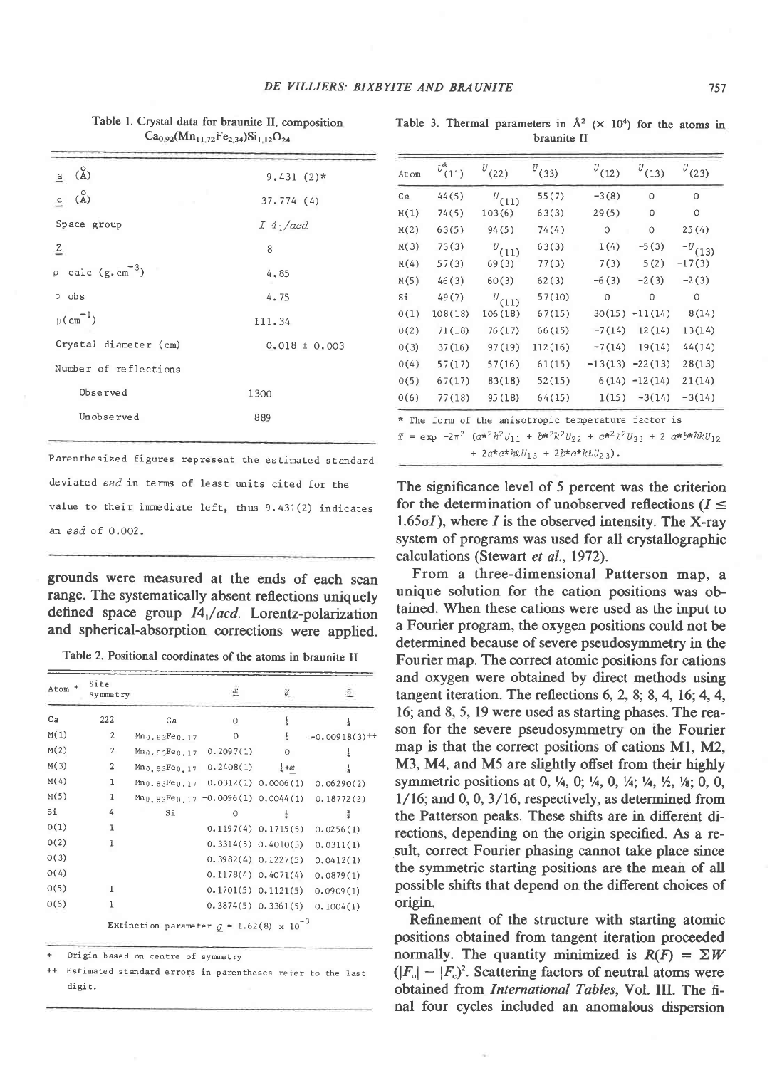Table 1. Crystal data for braunite II, composition $Ca_{0.92}(Mn_{11.72}Fe_{2.34})Si_{1.12}O_{24}$

| | |
|---|---|
| $a$ (Å) | 9.431 (2)* |
| $c$ (Å) | 37.774 (4) |
| Space group | $I\,4_1/acd$ |
| $Z$ | 8 |
| ρ calc (g.cm$^{-3}$) | 4.85 |
| ρ obs | 4.75 |
| μ(cm$^{-1}$) | 111.34 |
| Crystal diameter (cm) | 0.018 ± 0.003 |
| Number of reflections | |
| Observed | 1300 |
| Unobserved | 889 |

Parenthesized figures represent the estimated standard deviated *esd* in terms of least units cited for the value to their immediate left, thus 9.431(2) indicates an *esd* of 0.002.

grounds were measured at the ends of each scan range. The systematically absent reflections uniquely defined space group $I4_1/acd$. Lorentz-polarization and spherical-absorption corrections were applied.

Table 2. Positional coordinates of the atoms in braunite II

| Atom + | Site symmetry | | $x$ | $y$ | $z$ |
|---|---|---|---|---|---|
| Ca | 222 | Ca | 0 | ¼ | ⅛ |
| M(1) | 2 | $Mn_{0.83}Fe_{0.17}$ | 0 | ¼ | -0.00918(3)++ |
| M(2) | 2 | $Mn_{0.83}Fe_{0.17}$ | 0.2097(1) | 0 | ¼ |
| M(3) | 2 | $Mn_{0.83}Fe_{0.17}$ | 0.2408(1) | ¼+$x$ | ⅛ |
| M(4) | 1 | $Mn_{0.83}Fe_{0.17}$ | 0.0312(1) | 0.0006(1) | 0.06290(2) |
| M(5) | 1 | $Mn_{0.83}Fe_{0.17}$ | -0.0096(1) | 0.0044(1) | 0.18772(2) |
| Si | 4 | Si | 0 | ¼ | ⅜ |
| O(1) | 1 | | 0.1197(4) | 0.1715(5) | 0.0256(1) |
| O(2) | 1 | | 0.3314(5) | 0.4010(5) | 0.0311(1) |
| O(3) | | | 0.3982(4) | 0.1227(5) | 0.0412(1) |
| O(4) | | | 0.1178(4) | 0.4071(4) | 0.0879(1) |
| O(5) | 1 | | 0.1701(5) | 0.1121(5) | 0.0909(1) |
| O(6) | 1 | | 0.3874(5) | 0.3361(5) | 0.1004(1) |

Extinction parameter $g$ = 1.62(8) x 10$^{-3}$

\+ Origin based on centre of symmetry

++ Estimated standard errors in parentheses refer to the last digit.

Table 3. Thermal parameters in Å$^2$ (× 10$^4$) for the atoms in braunite II

| Atom | $U^*_{(11)}$ | $U_{(22)}$ | $U_{(33)}$ | $U_{(12)}$ | $U_{(13)}$ | $U_{(23)}$ |
|---|---|---|---|---|---|---|
| Ca | 44(5) | $U_{(11)}$ | 55(7) | -3(8) | 0 | 0 |
| M(1) | 74(5) | 103(6) | 63(3) | 29(5) | 0 | 0 |
| M(2) | 63(5) | 94(5) | 74(4) | 0 | 0 | 25(4) |
| M(3) | 73(3) | $U_{(11)}$ | 63(3) | 1(4) | -5(3) | $-U_{(13)}$ |
| M(4) | 57(3) | 69(3) | 77(3) | 7(3) | 5(2) | -17(3) |
| M(5) | 46(3) | 60(3) | 62(3) | -6(3) | -2(3) | -2(3) |
| Si | 49(7) | $U_{(11)}$ | 57(10) | 0 | 0 | 0 |
| O(1) | 108(18) | 106(18) | 67(15) | 30(15) | -11(14) | 8(14) |
| O(2) | 71(18) | 76(17) | 66(15) | -7(14) | 12(14) | 13(14) |
| O(3) | 37(16) | 97(19) | 112(16) | -7(14) | 19(14) | 44(14) |
| O(4) | 57(17) | 57(16) | 61(15) | -13(13) | -22(13) | 28(13) |
| O(5) | 67(17) | 83(18) | 52(15) | 6(14) | -12(14) | 21(14) |
| O(6) | 77(18) | 95(18) | 64(15) | 1(15) | -3(14) | -3(14) |

\* The form of the anisotropic temperature factor is
$T = \exp -2\pi^2\ (a^{*2}h^2U_{11} + b^{*2}k^2U_{22} + c^{*2}\ell^2U_{33} + 2\ a^*b^*hkU_{12} + 2a^*c^*h\ell U_{13} + 2b^*c^*k\ell U_{23})$.

The significance level of 5 percent was the criterion for the determination of unobserved reflections ($I \leq 1.65\sigma I$), where $I$ is the observed intensity. The X-ray system of programs was used for all crystallographic calculations (Stewart *et al.*, 1972).

From a three-dimensional Patterson map, a unique solution for the cation positions was obtained. When these cations were used as the input to a Fourier program, the oxygen positions could not be determined because of severe pseudosymmetry in the Fourier map. The correct atomic positions for cations and oxygen were obtained by direct methods using tangent iteration. The reflections 6, 2, 8; 8, 4, 16; 4, 4, 16; and 8, 5, 19 were used as starting phases. The reason for the severe pseudosymmetry on the Fourier map is that the correct positions of cations M1, M2, M3, M4, and M5 are slightly offset from their highly symmetric positions at 0, ¼, 0; ¼, 0, ¼; ¼, ½, ⅛; 0, 0, 1/16; and 0, 0, 3/16, respectively, as determined from the Patterson peaks. These shifts are in different directions, depending on the origin specified. As a result, correct Fourier phasing cannot take place since the symmetric starting positions are the mean of all possible shifts that depend on the different choices of origin.

Refinement of the structure with starting atomic positions obtained from tangent iteration proceeded normally. The quantity minimized is $R(F) = \Sigma W(|F_o| - |F_c|)^2$. Scattering factors of neutral atoms were obtained from *International Tables*, Vol. III. The final four cycles included an anomalous dispersion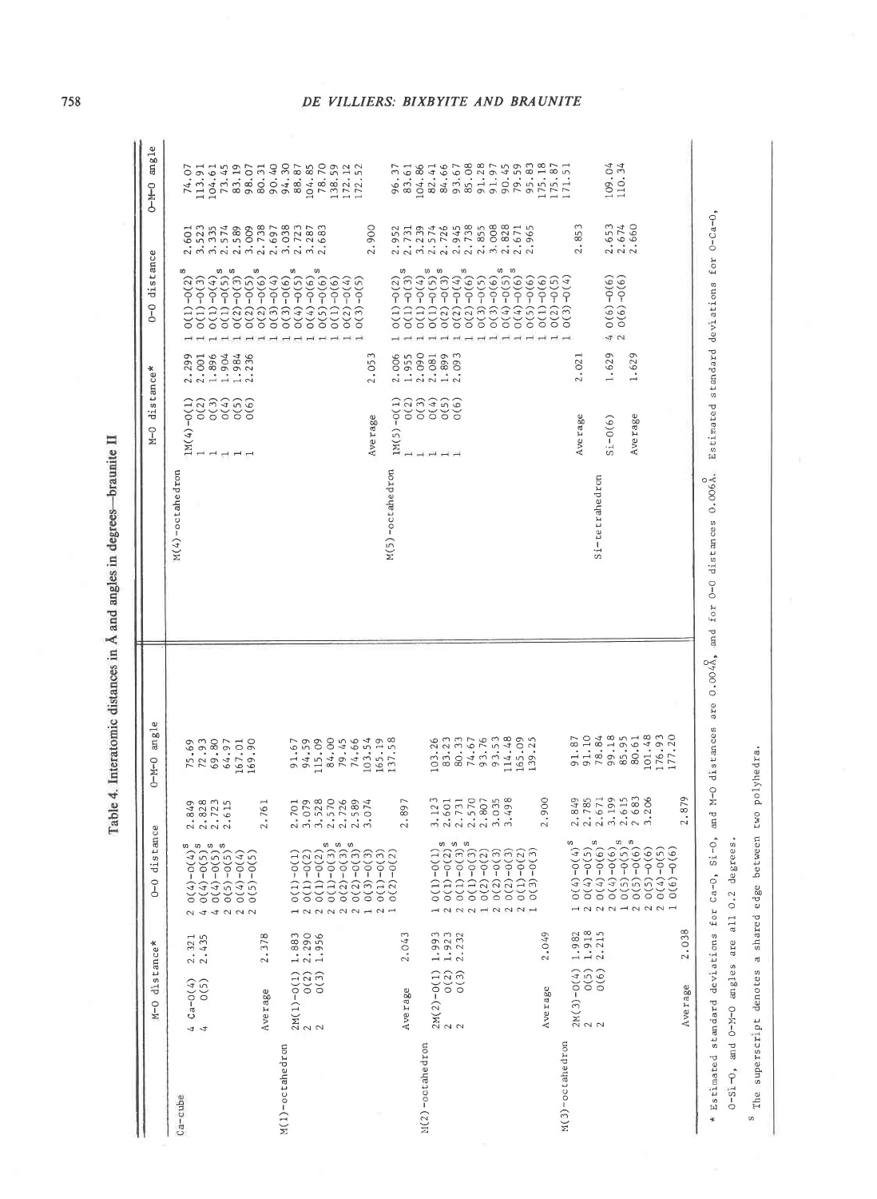# Table 4. Interatomic distances in Å and angles in degrees—braunite II

| Polyhedron | M–O distance* | | O–O distance | | O–M–O angle |
|---|---|---|---|---|---|
| Ca-cube | 4 Ca–O(4) | 2.321 | 2 O(4)–O(4)[s] | 2.849 | 75.69 |
| | 4 O(5) | 2.435 | 4 O(4)–O(5)[s] | 2.828 | 72.93 |
| | | | 4 O(4)–O(5)[s] | 2.723 | 69.80 |
| | | | 2 O(5)–O(5)[s] | 2.615 | 64.97 |
| | | | 2 O(4)–O(4) | | 167.01 |
| | | | 2 O(5)–O(5) | | 169.90 |
| | Average | 2.378 | | 2.761 | |
| M(1)-octahedron | 2M(1)–O(1) | 1.883 | 1 O(1)–O(1) | 2.701 | 91.67 |
| | 2 O(2) | 2.290 | 2 O(1)–O(2) | 3.079 | 94.59 |
| | 2 O(3) | 1.956 | 2 O(1)–O(2) | 3.528 | 115.09 |
| | | | 2 O(1)–O(3)[s] | 2.570 | 84.00 |
| | | | 2 O(2)–O(3)[s] | 2.726 | 79.45 |
| | | | 2 O(2)–O(3)[s] | 2.589 | 74.66 |
| | | | 1 O(3)–O(3) | 3.074 | 103.54 |
| | | | 2 O(1)–O(3) | | 165.19 |
| | | | 1 O(2)–O(2) | | 137.58 |
| | Average | 2.043 | | 2.897 | |
| M(2)-octahedron | 2M(2)–O(1) | 1.993 | 1 O(1)–O(1) | 3.123 | 103.26 |
| | 2 O(2) | 1.923 | 2 O(1)–O(2)[s] | 2.601 | 83.23 |
| | 2 O(3) | 2.232 | 2 O(1)–O(3)[s] | 2.731 | 80.33 |
| | | | 2 O(1)–O(3)[s] | 2.570 | 74.67 |
| | | | 1 O(2)–O(2) | 2.807 | 93.76 |
| | | | 2 O(2)–O(3) | 3.035 | 93.53 |
| | | | 2 O(2)–O(3) | 3.498 | 114.48 |
| | | | 2 O(1)–O(2) | | 165.09 |
| | | | 1 O(3)–O(3) | | 139.25 |
| | Average | 2.049 | | 2.900 | |
| M(3)-octahedron | 2M(3)–O(4) | 1.982 | 1 O(4)–O(4)[s] | 2.849 | 91.87 |
| | 2 O(5) | 1.918 | 2 O(4)–O(5) | 2.785 | 91.10 |
| | 2 O(6) | 2.215 | 2 O(4)–O(6)[s] | 2.671 | 78.84 |
| | | | 2 O(4)–O(6) | 3.199 | 99.18 |
| | | | 1 O(5)–O(5)[s] | 2.615 | 85.95 |
| | | | 2 O(5)–O(6)[s] | 2.683 | 80.61 |
| | | | 2 O(5)–O(6) | 3.206 | 101.48 |
| | | | 2 O(4)–O(5) | | 176.93 |
| | | | 1 O(6)–O(6) | | 177.20 |
| | Average | 2.038 | | 2.879 | |
| M(4)-octahedron | 1M(4)–O(1) | 2.299 | 1 O(1)–O(2)[s] | 2.601 | 74.07 |
| | 1 O(2) | 2.001 | 1 O(1)–O(3) | 3.523 | 113.91 |
| | 1 O(3) | 1.896 | 1 O(1)–O(4) | 3.335 | 104.61 |
| | 1 O(4) | 1.904 | 1 O(1)–O(5)[s] | 2.574 | 73.45 |
| | 1 O(5) | 1.984 | 1 O(2)–O(3)[s] | 2.589 | 83.19 |
| | 1 O(6) | 2.236 | 1 O(2)–O(5) | 3.009 | 98.07 |
| | | | 1 O(2)–O(6)[s] | 2.738 | 80.31 |
| | | | 1 O(3)–O(4) | 2.697 | 90.40 |
| | | | 1 O(3)–O(6) | 3.038 | 94.30 |
| | | | 1 O(4)–O(5)[s] | 2.723 | 88.87 |
| | | | 1 O(4)–O(6) | 3.287 | 104.85 |
| | | | 1 O(5)–O(6)[s] | 2.683 | 78.70 |
| | | | 1 O(1)–O(6) | | 138.59 |
| | | | 1 O(2)–O(4) | | 172.12 |
| | | | 1 O(3)–O(5) | | 172.52 |
| | Average | 2.053 | | 2.900 | |
| M(5)-octahedron | 1M(5)–O(1) | 2.006 | 1 O(1)–O(2)[s] | 2.952 | 96.37 |
| | 1 O(2) | 1.955 | 1 O(1)–O(3)[s] | 2.731 | 83.61 |
| | 1 O(3) | 2.090 | 1 O(1)–O(4) | 3.239 | 104.86 |
| | 1 O(4) | 2.081 | 1 O(1)–O(5)[s] | 2.574 | 82.41 |
| | 1 O(5) | 1.899 | 1 O(2)–O(3)[s] | 2.726 | 84.66 |
| | 1 O(6) | 2.093 | 1 O(2)–O(4) | 2.945 | 93.67 |
| | | | 1 O(2)–O(6)[s] | 2.738 | 85.08 |
| | | | 1 O(3)–O(5) | 2.855 | 91.28 |
| | | | 1 O(3)–O(6) | 3.008 | 91.97 |
| | | | 1 O(4)–O(5)[s] | 2.828 | 90.45 |
| | | | 1 O(4)–O(6)[s] | 2.671 | 79.59 |
| | | | 1 O(5)–O(6) | 2.965 | 95.83 |
| | | | 1 O(1)–O(6) | | 175.18 |
| | | | 1 O(2)–O(5) | | 175.87 |
| | | | 1 O(3)–O(4) | | 171.51 |
| | Average | 2.021 | | 2.853 | |
| Si-tetrahedron | Si–O(6) | 1.629 | 4 O(6)–O(6) | 2.653 | 109.04 |
| | | | 2 O(6)–O(6) | 2.674 | 110.34 |
| | Average | 1.629 | | 2.660 | |

\* Estimated standard deviations for Ca–O, Si–O, and M–O distances are 0.004Å, and for O–O distances 0.006Å. Estimated standard deviations for O–Ca–O, O–Si–O, and O–M–O angles are all 0.2 degrees.

[s] The superscript denotes a shared edge between two polyhedra.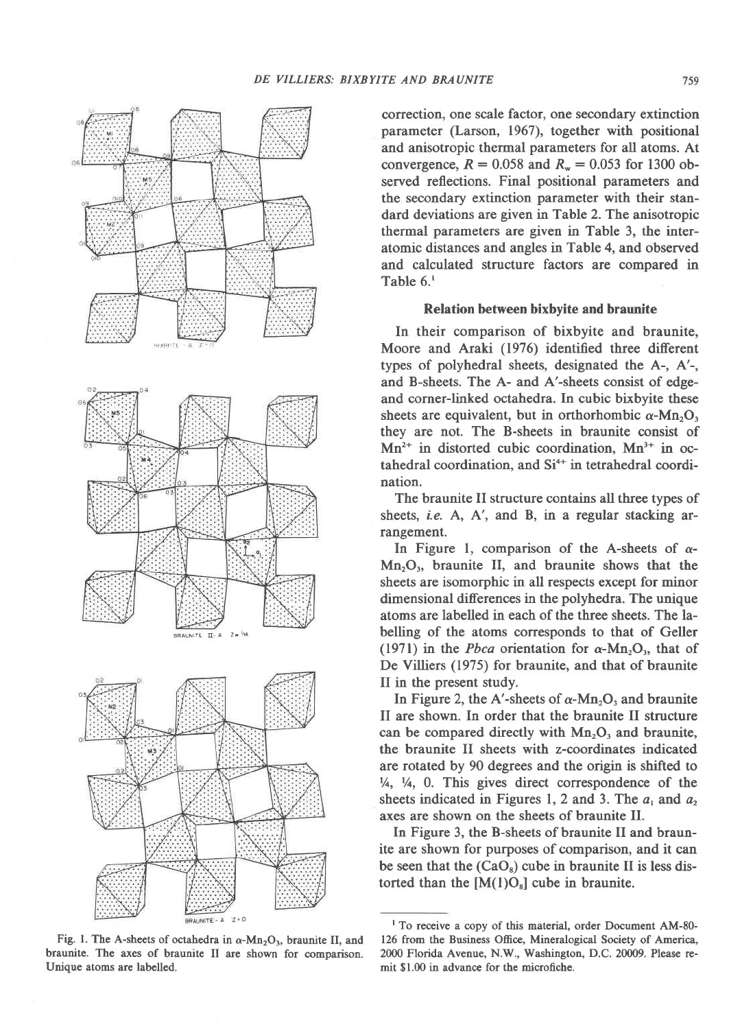correction, one scale factor, one secondary extinction parameter (Larson, 1967), together with positional and anisotropic thermal parameters for all atoms. At convergence, $R = 0.058$ and $R_w = 0.053$ for 1300 observed reflections. Final positional parameters and the secondary extinction parameter with their standard deviations are given in Table 2. The anisotropic thermal parameters are given in Table 3, the interatomic distances and angles in Table 4, and observed and calculated structure factors are compared in Table 6.[1]

## Relation between bixbyite and braunite

In their comparison of bixbyite and braunite, Moore and Araki (1976) identified three different types of polyhedral sheets, designated the A-, A′-, and B-sheets. The A- and A′-sheets consist of edge- and corner-linked octahedra. In cubic bixbyite these sheets are equivalent, but in orthorhombic $\alpha$-$Mn_2O_3$ they are not. The B-sheets in braunite consist of $Mn^{2+}$ in distorted cubic coordination, $Mn^{3+}$ in octahedral coordination, and $Si^{4+}$ in tetrahedral coordination.

The braunite II structure contains all three types of sheets, *i.e.* A, A′, and B, in a regular stacking arrangement.

In Figure 1, comparison of the A-sheets of $\alpha$-$Mn_2O_3$, braunite II, and braunite shows that the sheets are isomorphic in all respects except for minor dimensional differences in the polyhedra. The unique atoms are labelled in each of the three sheets. The labelling of the atoms corresponds to that of Geller (1971) in the *Pbca* orientation for $\alpha$-$Mn_2O_3$, that of De Villiers (1975) for braunite, and that of braunite II in the present study.

In Figure 2, the A′-sheets of $\alpha$-$Mn_2O_3$ and braunite II are shown. In order that the braunite II structure can be compared directly with $Mn_2O_3$ and braunite, the braunite II sheets with z-coordinates indicated are rotated by 90 degrees and the origin is shifted to ¼, ¼, 0. This gives direct correspondence of the sheets indicated in Figures 1, 2 and 3. The $a_1$ and $a_2$ axes are shown on the sheets of braunite II.

In Figure 3, the B-sheets of braunite II and braunite are shown for purposes of comparison, and it can be seen that the $(CaO_8)$ cube in braunite II is less distorted than the $[M(1)O_8]$ cube in braunite.

Fig. 1. The A-sheets of octahedra in $\alpha$-$Mn_2O_3$, braunite II, and braunite. The axes of braunite II are shown for comparison. Unique atoms are labelled.

[1] To receive a copy of this material, order Document AM-80-126 from the Business Office, Mineralogical Society of America, 2000 Florida Avenue, N.W., Washington, D.C. 20009. Please remit $1.00 in advance for the microfiche.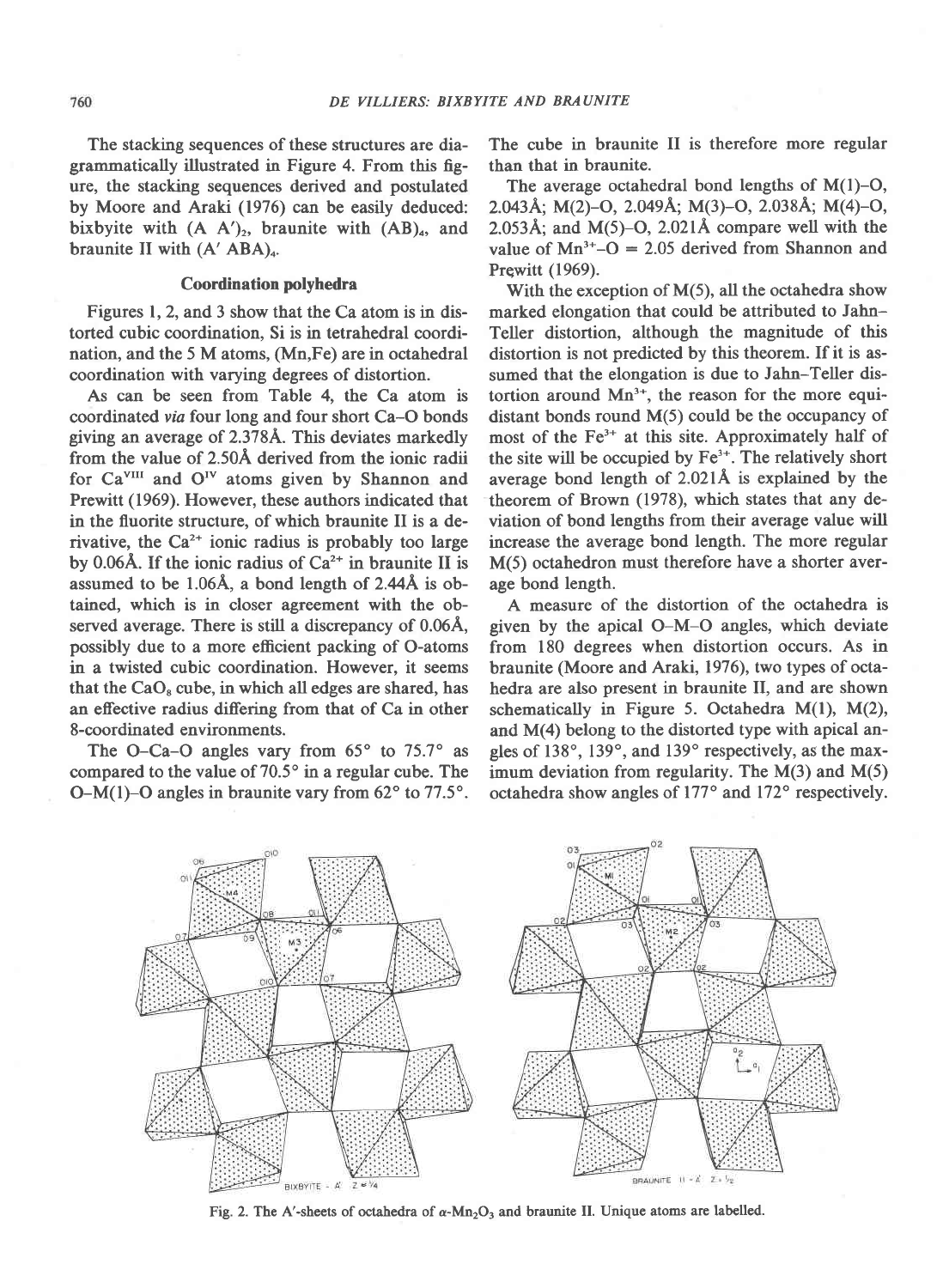The stacking sequences of these structures are diagrammatically illustrated in Figure 4. From this figure, the stacking sequences derived and postulated by Moore and Araki (1976) can be easily deduced: bixbyite with $(A\ A')_2$, braunite with $(AB)_4$, and braunite II with $(A'\ ABA)_4$.

## Coordination polyhedra

Figures 1, 2, and 3 show that the Ca atom is in distorted cubic coordination, Si is in tetrahedral coordination, and the 5 M atoms, (Mn,Fe) are in octahedral coordination with varying degrees of distortion.

As can be seen from Table 4, the Ca atom is coordinated *via* four long and four short Ca–O bonds giving an average of 2.378Å. This deviates markedly from the value of 2.50Å derived from the ionic radii for $Ca^{VIII}$ and $O^{IV}$ atoms given by Shannon and Prewitt (1969). However, these authors indicated that in the fluorite structure, of which braunite II is a derivative, the $Ca^{2+}$ ionic radius is probably too large by 0.06Å. If the ionic radius of $Ca^{2+}$ in braunite II is assumed to be 1.06Å, a bond length of 2.44Å is obtained, which is in closer agreement with the observed average. There is still a discrepancy of 0.06Å, possibly due to a more efficient packing of O-atoms in a twisted cubic coordination. However, it seems that the $CaO_8$ cube, in which all edges are shared, has an effective radius differing from that of Ca in other 8-coordinated environments.

The O–Ca–O angles vary from 65° to 75.7° as compared to the value of 70.5° in a regular cube. The O–M(1)–O angles in braunite vary from 62° to 77.5°. The cube in braunite II is therefore more regular than that in braunite.

The average octahedral bond lengths of M(1)–O, 2.043Å; M(2)–O, 2.049Å; M(3)–O, 2.038Å; M(4)–O, 2.053Å; and M(5)–O, 2.021Å compare well with the value of $Mn^{3+}$–O = 2.05 derived from Shannon and Prewitt (1969).

With the exception of M(5), all the octahedra show marked elongation that could be attributed to Jahn–Teller distortion, although the magnitude of this distortion is not predicted by this theorem. If it is assumed that the elongation is due to Jahn–Teller distortion around $Mn^{3+}$, the reason for the more equidistant bonds round M(5) could be the occupancy of most of the $Fe^{3+}$ at this site. Approximately half of the site will be occupied by $Fe^{3+}$. The relatively short average bond length of 2.021Å is explained by the theorem of Brown (1978), which states that any deviation of bond lengths from their average value will increase the average bond length. The more regular M(5) octahedron must therefore have a shorter average bond length.

A measure of the distortion of the octahedra is given by the apical O–M–O angles, which deviate from 180 degrees when distortion occurs. As in braunite (Moore and Araki, 1976), two types of octahedra are also present in braunite II, and are shown schematically in Figure 5. Octahedra M(1), M(2), and M(4) belong to the distorted type with apical angles of 138°, 139°, and 139° respectively, as the maximum deviation from regularity. The M(3) and M(5) octahedra show angles of 177° and 172° respectively.

Fig. 2. The A'-sheets of octahedra of $\alpha$-$Mn_2O_3$ and braunite II. Unique atoms are labelled.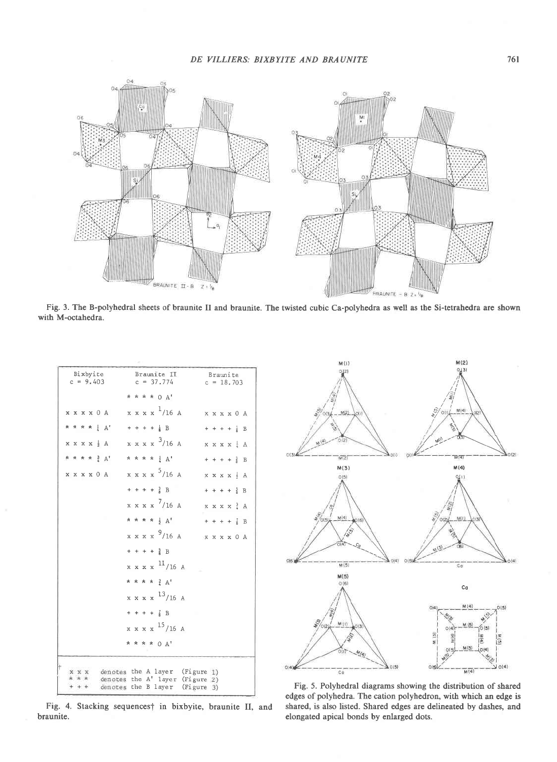Fig. 3. The B-polyhedral sheets of braunite II and braunite. The twisted cubic Ca-polyhedra as well as the Si-tetrahedra are shown with M-octahedra.

| Bixbyite $c = 9.403$ | Braunite II $c = 37.774$ | Braunite $c = 18.703$ |
|---|---|---|
| | * * * * 0 A' | |
| x x x x 0 A | x x x x $^{1}/16$ A | x x x x 0 A |
| * * * * $\frac{1}{4}$ A' | + + + + $\frac{1}{8}$ B | + + + + $\frac{1}{8}$ B |
| x x x x $\frac{1}{2}$ A | x x x x $^{3}/16$ A | x x x x $\frac{1}{4}$ A |
| * * * * $\frac{3}{4}$ A' | * * * * $\frac{1}{4}$ A' | + + + + $\frac{3}{8}$ B |
| x x x x 0 A | x x x x $^{5}/16$ A | x x x x $\frac{1}{2}$ A |
| | + + + + $\frac{3}{8}$ B | + + + + $\frac{5}{8}$ B |
| | x x x x $^{7}/16$ A | x x x x $\frac{3}{4}$ A |
| | * * * * $\frac{1}{2}$ A' | + + + + $\frac{7}{8}$ B |
| | x x x x $^{9}/16$ A | x x x x 0 A |
| | + + + + $\frac{5}{8}$ B | |
| | x x x x $^{11}/16$ A | |
| | * * * * $\frac{3}{4}$ A' | |
| | x x x x $^{13}/16$ A | |
| | + + + + $\frac{7}{8}$ B | |
| | x x x x $^{15}/16$ A | |
| | * * * * 0 A' | |

† x x x denotes the A layer (Figure 1)
* * * denotes the A' layer (Figure 2)
+ + + denotes the B layer (Figure 3)

Fig. 4. Stacking sequences† in bixbyite, braunite II, and braunite.

Fig. 5. Polyhedral diagrams showing the distribution of shared edges of polyhedra. The cation polyhedron, with which an edge is shared, is also listed. Shared edges are delineated by dashes, and elongated apical bonds by enlarged dots.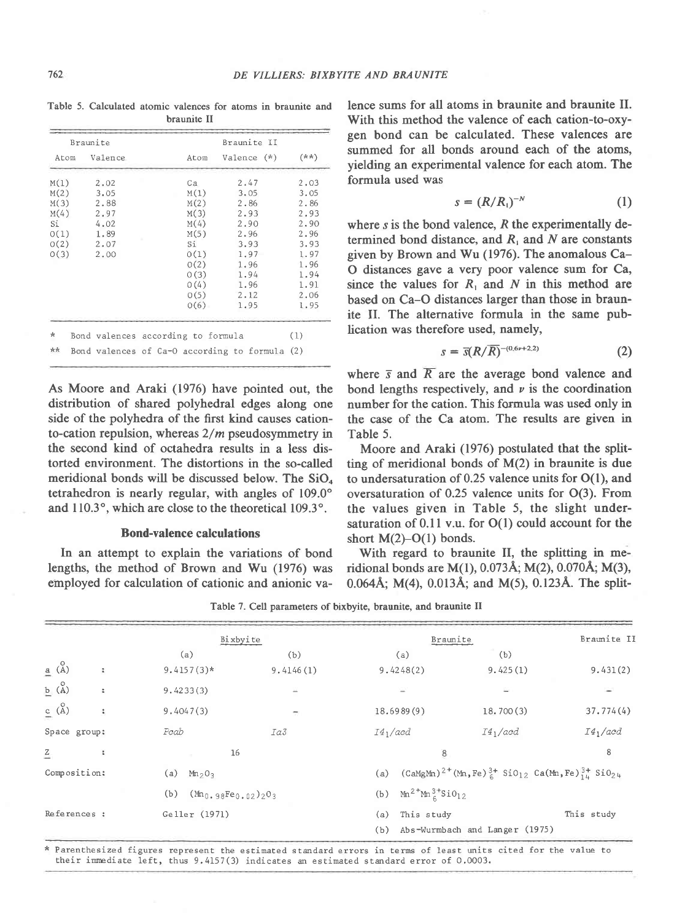Table 5. Calculated atomic valences for atoms in braunite and braunite II

| Braunite | | Braunite II | | |
|---|---|---|---|---|
| Atom | Valence | Atom | Valence (*) | (**) |
| M(1) | 2.02 | Ca | 2.47 | 2.03 |
| M(2) | 3.05 | M(1) | 3.05 | 3.05 |
| M(3) | 2.88 | M(2) | 2.86 | 2.86 |
| M(4) | 2.97 | M(3) | 2.93 | 2.93 |
| Si | 4.02 | M(4) | 2.90 | 2.90 |
| O(1) | 1.89 | M(5) | 2.96 | 2.96 |
| O(2) | 2.07 | Si | 3.93 | 3.93 |
| O(3) | 2.00 | O(1) | 1.97 | 1.97 |
| | | O(2) | 1.96 | 1.96 |
| | | O(3) | 1.94 | 1.94 |
| | | O(4) | 1.96 | 1.91 |
| | | O(5) | 2.12 | 2.06 |
| | | O(6) | 1.95 | 1.95 |

\* Bond valences according to formula (1)

\*\* Bond valences of Ca-O according to formula (2)

As Moore and Araki (1976) have pointed out, the distribution of shared polyhedral edges along one side of the polyhedra of the first kind causes cation-to-cation repulsion, whereas $2/m$ pseudosymmetry in the second kind of octahedra results in a less distorted environment. The distortions in the so-called meridional bonds will be discussed below. The $SiO_4$ tetrahedron is nearly regular, with angles of 109.0° and 110.3°, which are close to the theoretical 109.3°.

### Bond-valence calculations

In an attempt to explain the variations of bond lengths, the method of Brown and Wu (1976) was employed for calculation of cationic and anionic valence sums for all atoms in braunite and braunite II. With this method the valence of each cation-to-oxygen bond can be calculated. These valences are summed for all bonds around each of the atoms, yielding an experimental valence for each atom. The formula used was

$$s = (R/R_1)^{-N} \quad (1)$$

where $s$ is the bond valence, $R$ the experimentally determined bond distance, and $R_1$ and $N$ are constants given by Brown and Wu (1976). The anomalous Ca–O distances gave a very poor valence sum for Ca, since the values for $R_1$ and $N$ in this method are based on Ca–O distances larger than those in braunite II. The alternative formula in the same publication was therefore used, namely,

$$s = \bar{s}(R/\bar{R})^{-(0.6\nu+2.2)} \quad (2)$$

where $\bar{s}$ and $\bar{R}$ are the average bond valence and bond lengths respectively, and $\nu$ is the coordination number for the cation. This formula was used only in the case of the Ca atom. The results are given in Table 5.

Moore and Araki (1976) postulated that the splitting of meridional bonds of M(2) in braunite is due to undersaturation of 0.25 valence units for O(1), and oversaturation of 0.25 valence units for O(3). From the values given in Table 5, the slight undersaturation of 0.11 v.u. for O(1) could account for the short M(2)–O(1) bonds.

With regard to braunite II, the splitting in meridional bonds are M(1), 0.073Å; M(2), 0.070Å; M(3), 0.064Å; M(4), 0.013Å; and M(5), 0.123Å. The split-

Table 7. Cell parameters of bixbyite, braunite, and braunite II

| | Bixbyite (a) | Bixbyite (b) | Braunite (a) | Braunite (b) | Braunite II |
|---|---|---|---|---|---|
| $a$ (Å) : | 9.4157(3)* | 9.4146(1) | 9.4248(2) | 9.425(1) | 9.431(2) |
| $b$ (Å) : | 9.4233(3) | – | – | – | – |
| $c$ (Å) : | 9.4047(3) | – | 18.6989(9) | 18.700(3) | 37.774(4) |
| Space group: | *Pcab* | *Ia3* | *I4₁/acd* | *I4₁/acd* | *I4₁/acd* |
| $Z$ : | 16 | | 8 | | 8 |
| Composition: | (a) $Mn_2O_3$ (b) $(Mn_{0.98}Fe_{0.02})_2O_3$ | | (a) $(CaMgMn)^{2+}(Mn,Fe)^{3+}_6SiO_{12}$ $Ca(Mn,Fe)^{3+}_{14}SiO_{24}$ (b) $Mn^{2+}Mn^{3+}_6SiO_{12}$ | | |
| References : | Geller (1971) | | (a) This study (b) Abs-Wurmbach and Langer (1975) | | This study |

\* Parenthesized figures represent the estimated standard errors in terms of least units cited for the value to their immediate left, thus 9.4157(3) indicates an estimated standard error of 0.0003.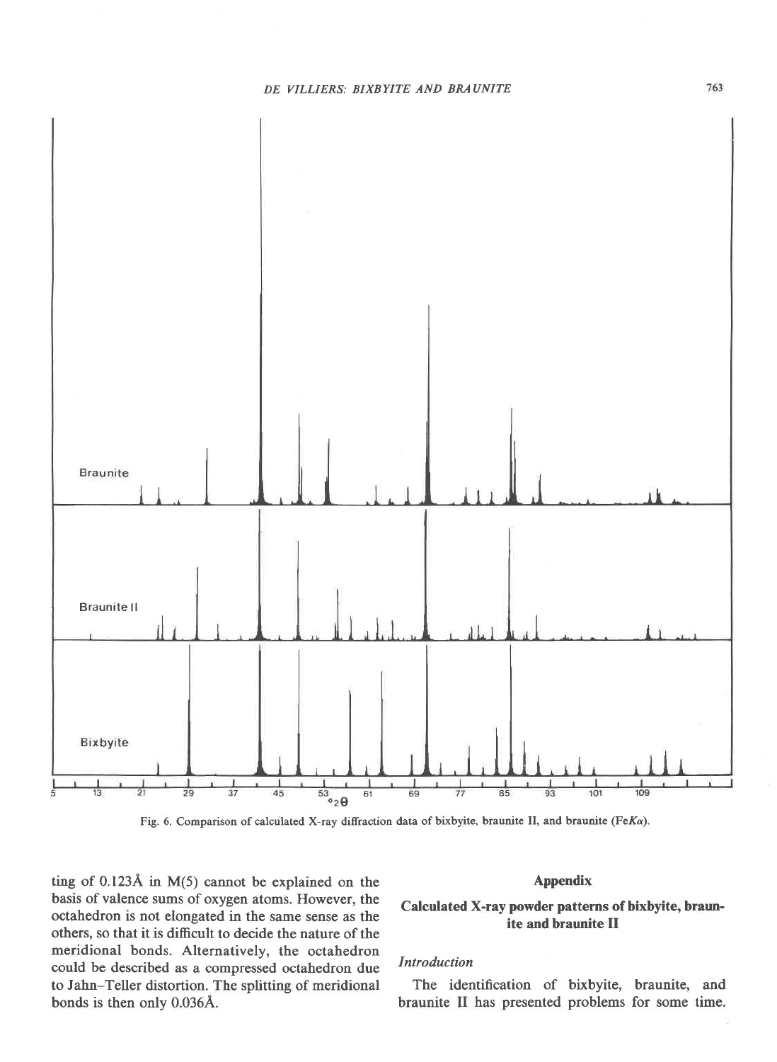Fig. 6. Comparison of calculated X-ray diffraction data of bixbyite, braunite II, and braunite (Fe$K\alpha$).

ting of 0.123Å in M(5) cannot be explained on the basis of valence sums of oxygen atoms. However, the octahedron is not elongated in the same sense as the others, so that it is difficult to decide the nature of the meridional bonds. Alternatively, the octahedron could be described as a compressed octahedron due to Jahn–Teller distortion. The splitting of meridional bonds is then only 0.036Å.

## Appendix

### Calculated X-ray powder patterns of bixbyite, braunite and braunite II

#### *Introduction*

The identification of bixbyite, braunite, and braunite II has presented problems for some time.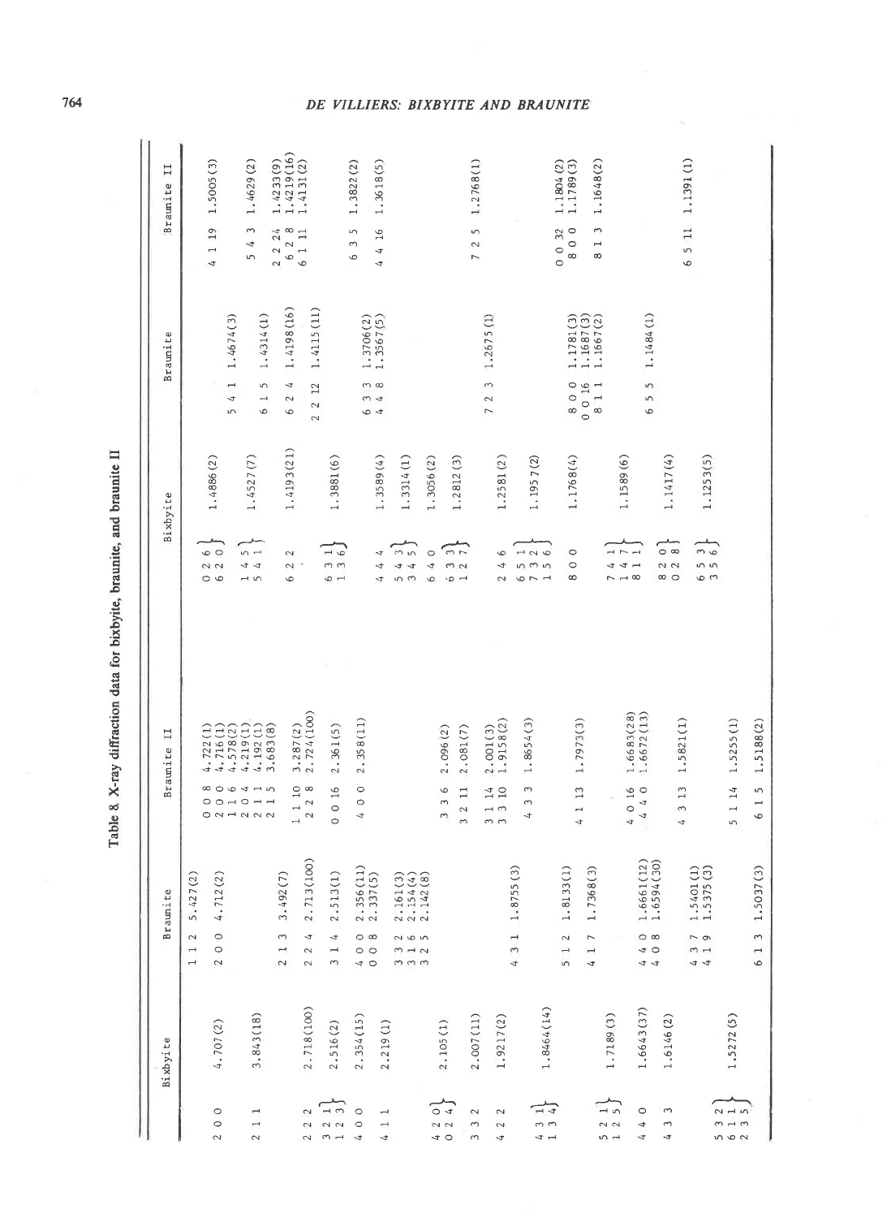Table 8. X-ray diffraction data for bixbyite, braunite, and braunite II

| Bixbyite | | Braunite | | Braunite II | |
|---|---|---|---|---|---|
| | | 1 1 2 | 5.427(2) | | |
| 2 0 0 | 4.707(2) | 2 0 0 | 4.712(2) | 0 0 8 | 4.722(1) |
| | | | | 2 0 0 | 4.716(1) |
| | | | | 1 1 6 | 4.578(2) |
| | | | | 2 0 4 | 4.219(1) |
| | | | | 2 1 1 | 4.192(1) |
| 2 1 1 | 3.843(18) | | | 2 1 5 | 3.683(8) |
| | | 2 1 3 | 3.492(7) | 1 1 10 | 3.287(2) |
| 2 2 2 | 2.718(100) | 2 2 4 | 2.713(100) | 2 2 8 | 2.724(100) |
| 3 2 1, 1 2 3 | 2.516(2) | 3 1 4 | 2.513(1) | 0 0 16 | 2.361(5) |
| 4 0 0 | 2.354(15) | 4 0 0 | 2.356(11) | 4 0 0 | 2.358(11) |
| | | 0 0 8 | 2.337(5) | | |
| 4 1 1 | 2.219(1) | 3 3 2 | 2.161(3) | | |
| | | 3 1 6 | 2.154(4) | | |
| | | 3 2 5 | 2.142(8) | | |
| 4 2 0, 0 2 4 | 2.105(1) | | | 3 3 6 | 2.096(2) |
| | | | | 3 2 11 | 2.081(7) |
| 3 3 2 | 2.007(11) | | | 3 1 14 | 2.001(3) |
| 4 2 2 | 1.9217(2) | | | 3 3 10 | 1.9158(2) |
| | | 4 3 1 | 1.8755(3) | 4 3 3 | 1.8654(3) |
| 4 3 1, 1 3 4 | 1.8464(14) | | | | |
| | | 5 1 2 | 1.8133(1) | 4 1 13 | 1.7973(3) |
| 5 2 1, 1 2 5 | 1.7189(3) | 4 1 7 | 1.7368(3) | | |
| 4 4 0 | 1.6643(37) | 4 4 0 | 1.6661(12) | 4 0 16 | 1.6683(28) |
| | | 4 0 8 | 1.6594(30) | 4 4 0 | 1.6672(13) |
| 4 3 3 | 1.6146(2) | | | 4 3 13 | 1.5821(1) |
| | | 4 3 7 | 1.5401(1) | | |
| | | 4 1 9 | 1.5375(3) | | |
| 5 3 2, 6 1 1, 2 3 5 | 1.5272(5) | | | 5 1 14 | 1.5255(1) |
| | | 6 1 3 | 1.5037(3) | 6 1 5 | 1.5188(2) |
| 0 2 6, 6 2 0 | 1.4886(2) | | | 4 1 19 | 1.5005(3) |
| | | 5 4 1 | 1.4674(3) | | |
| 1 4 5, 5 4 1 | 1.4527(7) | | | 5 4 3 | 1.4629(2) |
| | | 6 1 5 | 1.4314(1) | 2 2 24 | 1.4233(9) |
| 6 2 2 | 1.4193(21) | 6 2 4 | 1.4198(16) | 6 2 8 | 1.4219(16) |
| | | 2 2 12 | 1.4115(11) | 6 1 11 | 1.4131(2) |
| 6 3 1, 1 3 6 | 1.3881(6) | | | 6 3 5 | 1.3822(2) |
| | | 6 3 3 | 1.3706(2) | | |
| 4 4 4 | 1.3589(4) | 4 4 8 | 1.3567(5) | 4 4 16 | 1.3618(5) |
| 5 4 3, 3 4 5 | 1.3314(1) | | | | |
| 6 4 0 | 1.3056(2) | | | | |
| 6 3 3, 1 2 7 | 1.2812(3) | | | 7 2 5 | 1.2768(1) |
| 2 4 6 | 1.2581(2) | 7 2 3 | 1.2675(1) | | |
| 6 5 1, 7 3 2, 1 5 6 | 1.1957(2) | | | | |
| 8 0 0 | 1.1768(4) | 8 0 0 | 1.1781(3) | 0 0 32 | 1.1804(2) |
| | | 0 0 16 | 1.1687(3) | 8 0 0 | 1.1789(3) |
| | | 8 1 1 | 1.1667(2) | 8 1 3 | 1.1648(2) |
| 7 4 1, 1 4 7, 8 1 1 | 1.1589(6) | 6 5 5 | 1.1484(1) | | |
| 8 2 0, 0 2 8 | 1.1417(4) | | | 6 5 11 | 1.1391(1) |
| 6 5 3, 3 5 6 | 1.1253(5) | | | | |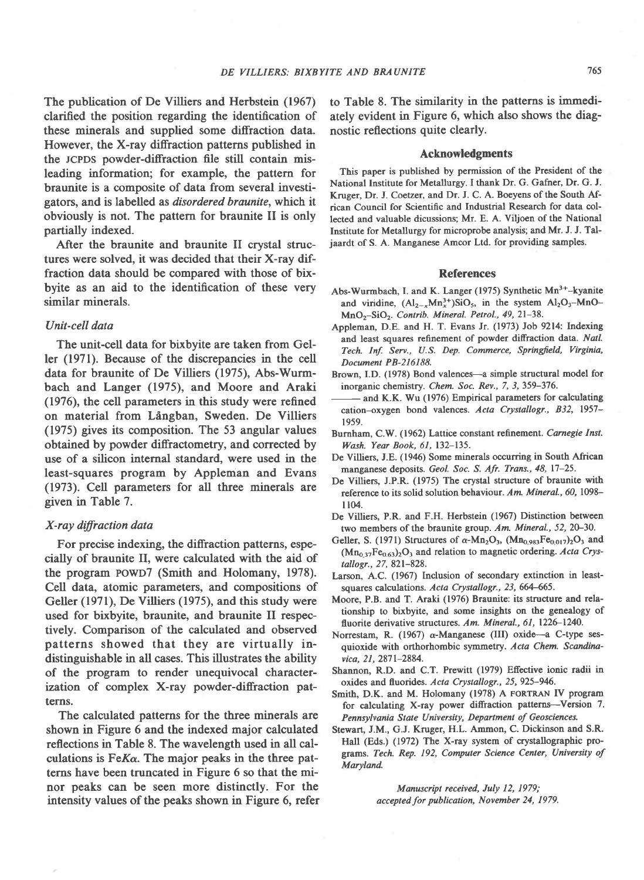The publication of De Villiers and Herbstein (1967) clarified the position regarding the identification of these minerals and supplied some diffraction data. However, the X-ray diffraction patterns published in the JCPDS powder-diffraction file still contain misleading information; for example, the pattern for braunite is a composite of data from several investigators, and is labelled as *disordered braunite*, which it obviously is not. The pattern for braunite II is only partially indexed.

After the braunite and braunite II crystal structures were solved, it was decided that their X-ray diffraction data should be compared with those of bixbyite as an aid to the identification of these very similar minerals.

### *Unit-cell data*

The unit-cell data for bixbyite are taken from Geller (1971). Because of the discrepancies in the cell data for braunite of De Villiers (1975), Abs-Wurmbach and Langer (1975), and Moore and Araki (1976), the cell parameters in this study were refined on material from Långban, Sweden. De Villiers (1975) gives its composition. The 53 angular values obtained by powder diffractometry, and corrected by use of a silicon internal standard, were used in the least-squares program by Appleman and Evans (1973). Cell parameters for all three minerals are given in Table 7.

### *X-ray diffraction data*

For precise indexing, the diffraction patterns, especially of braunite II, were calculated with the aid of the program POWD7 (Smith and Holomany, 1978). Cell data, atomic parameters, and compositions of Geller (1971), De Villiers (1975), and this study were used for bixbyite, braunite, and braunite II respectively. Comparison of the calculated and observed patterns showed that they are virtually indistinguishable in all cases. This illustrates the ability of the program to render unequivocal characterization of complex X-ray powder-diffraction patterns.

The calculated patterns for the three minerals are shown in Figure 6 and the indexed major calculated reflections in Table 8. The wavelength used in all calculations is Fe*K*α. The major peaks in the three patterns have been truncated in Figure 6 so that the minor peaks can be seen more distinctly. For the intensity values of the peaks shown in Figure 6, refer to Table 8. The similarity in the patterns is immediately evident in Figure 6, which also shows the diagnostic reflections quite clearly.

## Acknowledgments

This paper is published by permission of the President of the National Institute for Metallurgy. I thank Dr. G. Gafner, Dr. G. J. Kruger, Dr. J. Coetzer, and Dr. J. C. A. Boeyens of the South African Council for Scientific and Industrial Research for data collected and valuable dicussions; Mr. E. A. Viljoen of the National Institute for Metallurgy for microprobe analysis; and Mr. J. J. Taljaardt of S. A. Manganese Amcor Ltd. for providing samples.

## References

Abs-Wurmbach, I. and K. Langer (1975) Synthetic $Mn^{3+}$-kyanite and viridine, $(Al_{2-x}Mn_x^{3+})SiO_5$, in the system $Al_2O_3$–MnO–$MnO_2$–$SiO_2$. *Contrib. Mineral. Petrol., 49,* 21–38.

Appleman, D.E. and H. T. Evans Jr. (1973) Job 9214: Indexing and least squares refinement of powder diffraction data. *Natl. Tech. Inf. Serv., U.S. Dep. Commerce, Springfield, Virginia, Document PB-216188.*

Brown, I.D. (1978) Bond valences—a simple structural model for inorganic chemistry. *Chem. Soc. Rev., 7, 3,* 359–376.

——— and K.K. Wu (1976) Empirical parameters for calculating cation–oxygen bond valences. *Acta Crystallogr., B32,* 1957–1959.

Burnham, C.W. (1962) Lattice constant refinement. *Carnegie Inst. Wash. Year Book, 61,* 132–135.

De Villiers, J.E. (1946) Some minerals occurring in South African manganese deposits. *Geol. Soc. S. Afr. Trans., 48,* 17–25.

De Villiers, J.P.R. (1975) The crystal structure of braunite with reference to its solid solution behaviour. *Am. Mineral., 60,* 1098–1104.

De Villiers, P.R. and F.H. Herbstein (1967) Distinction between two members of the braunite group. *Am. Mineral., 52,* 20–30.

Geller, S. (1971) Structures of α-$Mn_2O_3$, $(Mn_{0.983}Fe_{0.017})_2O_3$ and $(Mn_{0.37}Fe_{0.63})_2O_3$ and relation to magnetic ordering. *Acta Crystallogr., 27,* 821–828.

Larson, A.C. (1967) Inclusion of secondary extinction in least-squares calculations. *Acta Crystallogr., 23,* 664–665.

Moore, P.B. and T. Araki (1976) Braunite: its structure and relationship to bixbyite, and some insights on the genealogy of fluorite derivative structures. *Am. Mineral., 61,* 1226–1240.

Norrestam, R. (1967) α-Manganese (III) oxide—a C-type sesquioxide with orthorhombic symmetry. *Acta Chem. Scandinavica, 21,* 2871–2884.

Shannon, R.D. and C.T. Prewitt (1979) Effective ionic radii in oxides and fluorides. *Acta Crystallogr., 25,* 925–946.

Smith, D.K. and M. Holomany (1978) A FORTRAN IV program for calculating X-ray power diffraction patterns—Version 7. *Pennsylvania State University, Department of Geosciences.*

Stewart, J.M., G.J. Kruger, H.L. Ammon, C. Dickinson and S.R. Hall (Eds.) (1972) The X-ray system of crystallographic programs. *Tech. Rep. 192, Computer Science Center, University of Maryland.*

*Manuscript received, July 12, 1979;*
*accepted for publication, November 24, 1979.*